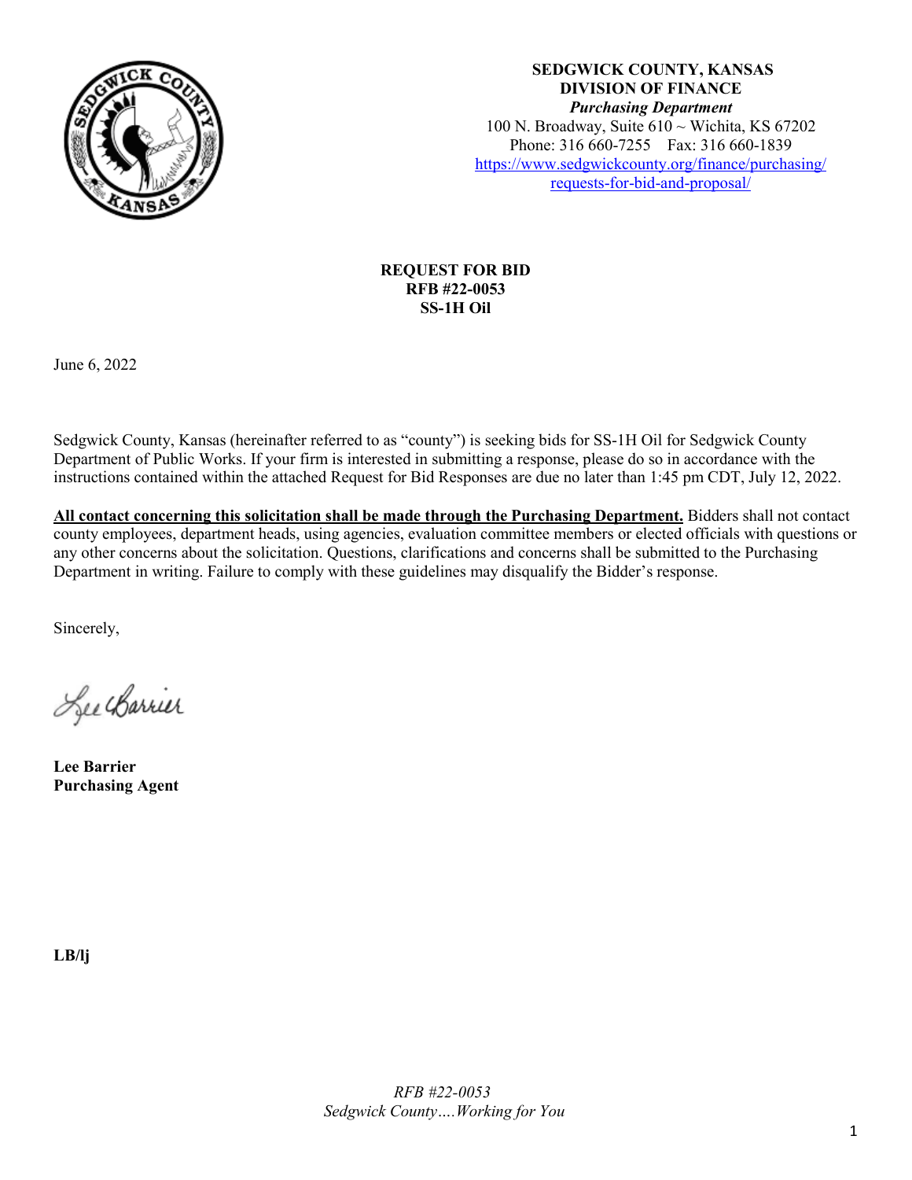**SEDGWICK COUNTY, KANSAS**
**DIVISION OF FINANCE**
***Purchasing Department***
100 N. Broadway, Suite 610 ~ Wichita, KS 67202
Phone: 316 660-7255 Fax: 316 660-1839
[https://www.sedgwickcounty.org/finance/purchasing/requests-for-bid-and-proposal/](https://www.sedgwickcounty.org/finance/purchasing/requests-for-bid-and-proposal/)

**REQUEST FOR BID**
**RFB #22-0053**
**SS-1H Oil**

June 6, 2022

Sedgwick County, Kansas (hereinafter referred to as "county") is seeking bids for SS-1H Oil for Sedgwick County Department of Public Works. If your firm is interested in submitting a response, please do so in accordance with the instructions contained within the attached Request for Bid Responses are due no later than 1:45 pm CDT, July 12, 2022.

**All contact concerning this solicitation shall be made through the Purchasing Department.** Bidders shall not contact county employees, department heads, using agencies, evaluation committee members or elected officials with questions or any other concerns about the solicitation. Questions, clarifications and concerns shall be submitted to the Purchasing Department in writing. Failure to comply with these guidelines may disqualify the Bidder's response.

Sincerely,

Lee Barrier

**Lee Barrier**
**Purchasing Agent**

**LB/lj**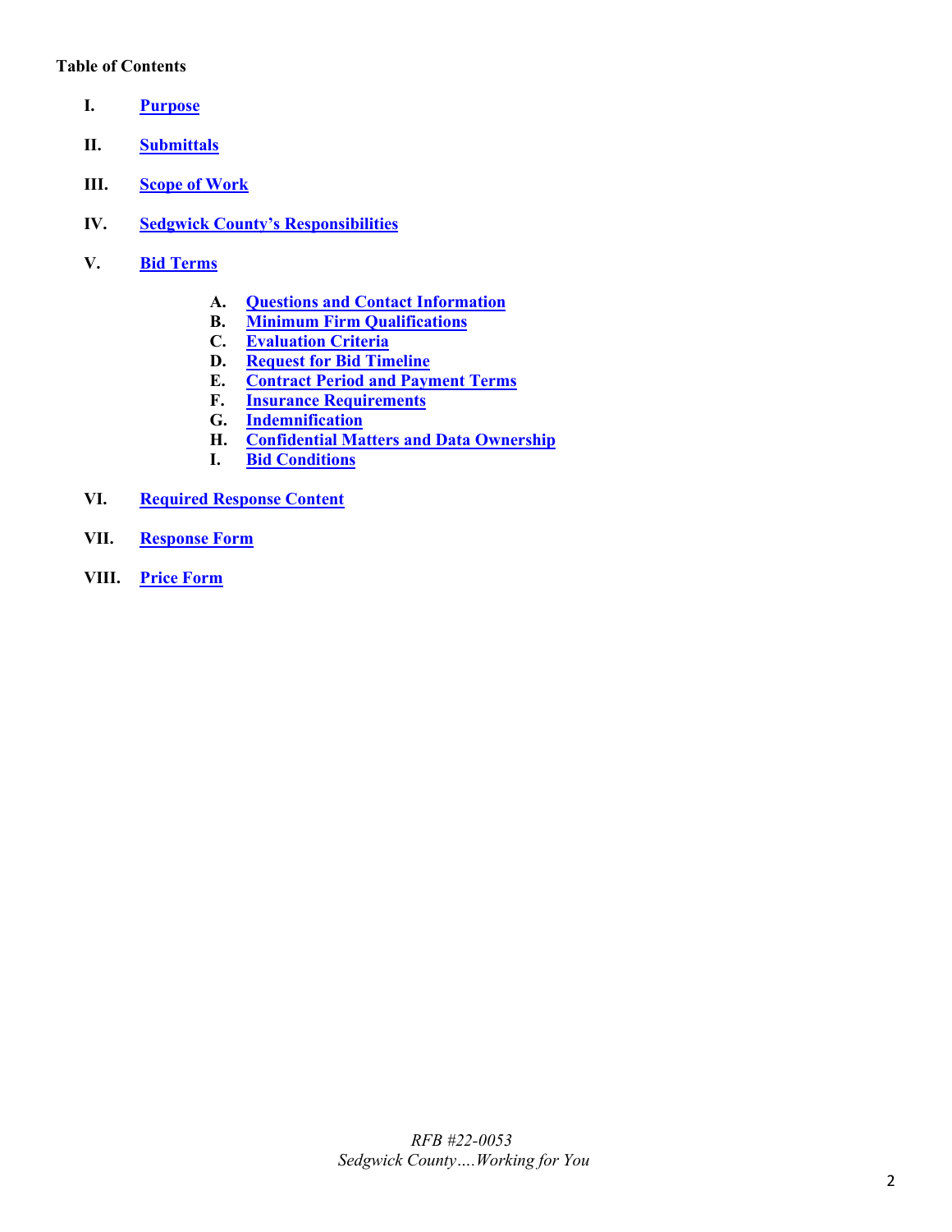**Table of Contents**

- **I.** **Purpose**
- **II.** **Submittals**
- **III.** **Scope of Work**
- **IV.** **Sedgwick County's Responsibilities**
- **V.** **Bid Terms**
  - **A.** **Questions and Contact Information**
  - **B.** **Minimum Firm Qualifications**
  - **C.** **Evaluation Criteria**
  - **D.** **Request for Bid Timeline**
  - **E.** **Contract Period and Payment Terms**
  - **F.** **Insurance Requirements**
  - **G.** **Indemnification**
  - **H.** **Confidential Matters and Data Ownership**
  - **I.** **Bid Conditions**
- **VI.** **Required Response Content**
- **VII.** **Response Form**
- **VIII.** **Price Form**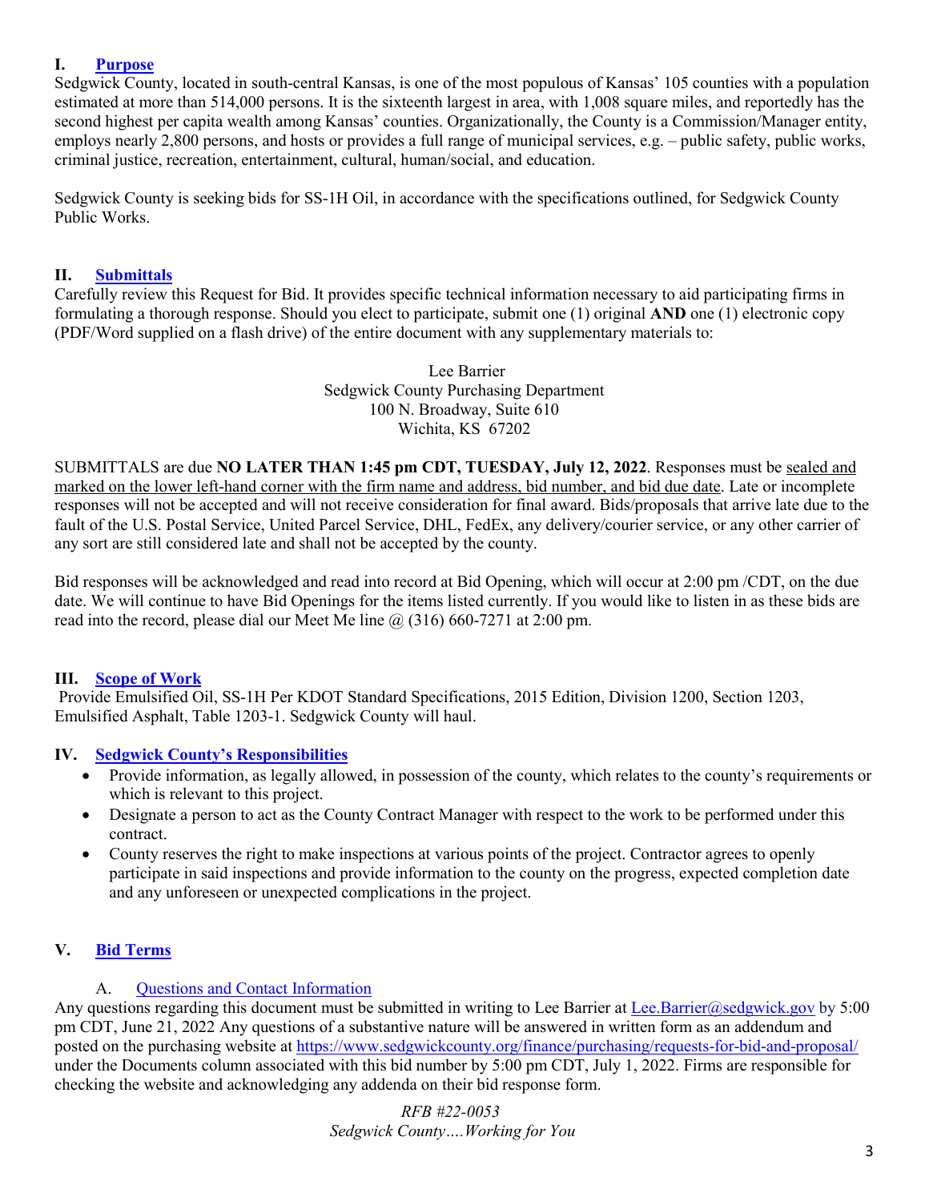## I. Purpose

Sedgwick County, located in south-central Kansas, is one of the most populous of Kansas' 105 counties with a population estimated at more than 514,000 persons. It is the sixteenth largest in area, with 1,008 square miles, and reportedly has the second highest per capita wealth among Kansas' counties. Organizationally, the County is a Commission/Manager entity, employs nearly 2,800 persons, and hosts or provides a full range of municipal services, e.g. – public safety, public works, criminal justice, recreation, entertainment, cultural, human/social, and education.

Sedgwick County is seeking bids for SS-1H Oil, in accordance with the specifications outlined, for Sedgwick County Public Works.

## II. Submittals

Carefully review this Request for Bid. It provides specific technical information necessary to aid participating firms in formulating a thorough response. Should you elect to participate, submit one (1) original **AND** one (1) electronic copy (PDF/Word supplied on a flash drive) of the entire document with any supplementary materials to:

Lee Barrier
Sedgwick County Purchasing Department
100 N. Broadway, Suite 610
Wichita, KS 67202

SUBMITTALS are due **NO LATER THAN 1:45 pm CDT, TUESDAY, July 12, 2022**. Responses must be sealed and marked on the lower left-hand corner with the firm name and address, bid number, and bid due date. Late or incomplete responses will not be accepted and will not receive consideration for final award. Bids/proposals that arrive late due to the fault of the U.S. Postal Service, United Parcel Service, DHL, FedEx, any delivery/courier service, or any other carrier of any sort are still considered late and shall not be accepted by the county.

Bid responses will be acknowledged and read into record at Bid Opening, which will occur at 2:00 pm /CDT, on the due date. We will continue to have Bid Openings for the items listed currently. If you would like to listen in as these bids are read into the record, please dial our Meet Me line @ (316) 660-7271 at 2:00 pm.

## III. Scope of Work

Provide Emulsified Oil, SS-1H Per KDOT Standard Specifications, 2015 Edition, Division 1200, Section 1203, Emulsified Asphalt, Table 1203-1. Sedgwick County will haul.

## IV. Sedgwick County's Responsibilities

- Provide information, as legally allowed, in possession of the county, which relates to the county's requirements or which is relevant to this project.
- Designate a person to act as the County Contract Manager with respect to the work to be performed under this contract.
- County reserves the right to make inspections at various points of the project. Contractor agrees to openly participate in said inspections and provide information to the county on the progress, expected completion date and any unforeseen or unexpected complications in the project.

## V. Bid Terms

### A. Questions and Contact Information

Any questions regarding this document must be submitted in writing to Lee Barrier at Lee.Barrier@sedgwick.gov by 5:00 pm CDT, June 21, 2022 Any questions of a substantive nature will be answered in written form as an addendum and posted on the purchasing website at https://www.sedgwickcounty.org/finance/purchasing/requests-for-bid-and-proposal/ under the Documents column associated with this bid number by 5:00 pm CDT, July 1, 2022. Firms are responsible for checking the website and acknowledging any addenda on their bid response form.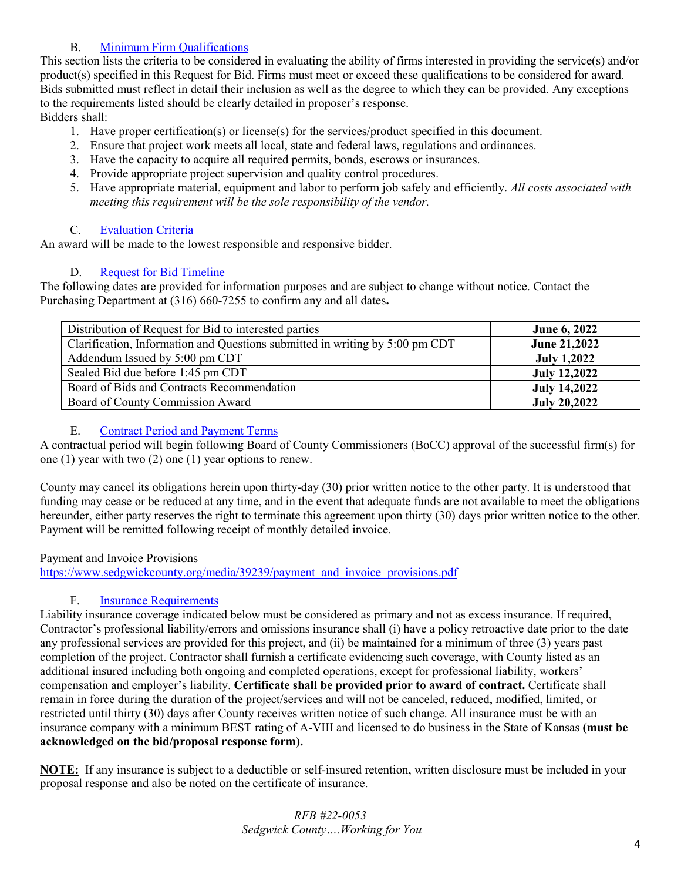### B. Minimum Firm Qualifications

This section lists the criteria to be considered in evaluating the ability of firms interested in providing the service(s) and/or product(s) specified in this Request for Bid. Firms must meet or exceed these qualifications to be considered for award. Bids submitted must reflect in detail their inclusion as well as the degree to which they can be provided. Any exceptions to the requirements listed should be clearly detailed in proposer's response.

Bidders shall:

1. Have proper certification(s) or license(s) for the services/product specified in this document.
2. Ensure that project work meets all local, state and federal laws, regulations and ordinances.
3. Have the capacity to acquire all required permits, bonds, escrows or insurances.
4. Provide appropriate project supervision and quality control procedures.
5. Have appropriate material, equipment and labor to perform job safely and efficiently. *All costs associated with meeting this requirement will be the sole responsibility of the vendor.*

### C. Evaluation Criteria

An award will be made to the lowest responsible and responsive bidder.

### D. Request for Bid Timeline

The following dates are provided for information purposes and are subject to change without notice. Contact the Purchasing Department at (316) 660-7255 to confirm any and all dates**.**

| | |
|---|---|
| Distribution of Request for Bid to interested parties | **June 6, 2022** |
| Clarification, Information and Questions submitted in writing by 5:00 pm CDT | **June 21,2022** |
| Addendum Issued by 5:00 pm CDT | **July 1,2022** |
| Sealed Bid due before 1:45 pm CDT | **July 12,2022** |
| Board of Bids and Contracts Recommendation | **July 14,2022** |
| Board of County Commission Award | **July 20,2022** |

### E. Contract Period and Payment Terms

A contractual period will begin following Board of County Commissioners (BoCC) approval of the successful firm(s) for one (1) year with two (2) one (1) year options to renew.

County may cancel its obligations herein upon thirty-day (30) prior written notice to the other party. It is understood that funding may cease or be reduced at any time, and in the event that adequate funds are not available to meet the obligations hereunder, either party reserves the right to terminate this agreement upon thirty (30) days prior written notice to the other. Payment will be remitted following receipt of monthly detailed invoice.

Payment and Invoice Provisions
https://www.sedgwickcounty.org/media/39239/payment_and_invoice_provisions.pdf

### F. Insurance Requirements

Liability insurance coverage indicated below must be considered as primary and not as excess insurance. If required, Contractor's professional liability/errors and omissions insurance shall (i) have a policy retroactive date prior to the date any professional services are provided for this project, and (ii) be maintained for a minimum of three (3) years past completion of the project. Contractor shall furnish a certificate evidencing such coverage, with County listed as an additional insured including both ongoing and completed operations, except for professional liability, workers' compensation and employer's liability. **Certificate shall be provided prior to award of contract.** Certificate shall remain in force during the duration of the project/services and will not be canceled, reduced, modified, limited, or restricted until thirty (30) days after County receives written notice of such change. All insurance must be with an insurance company with a minimum BEST rating of A-VIII and licensed to do business in the State of Kansas **(must be acknowledged on the bid/proposal response form).**

**NOTE:** If any insurance is subject to a deductible or self-insured retention, written disclosure must be included in your proposal response and also be noted on the certificate of insurance.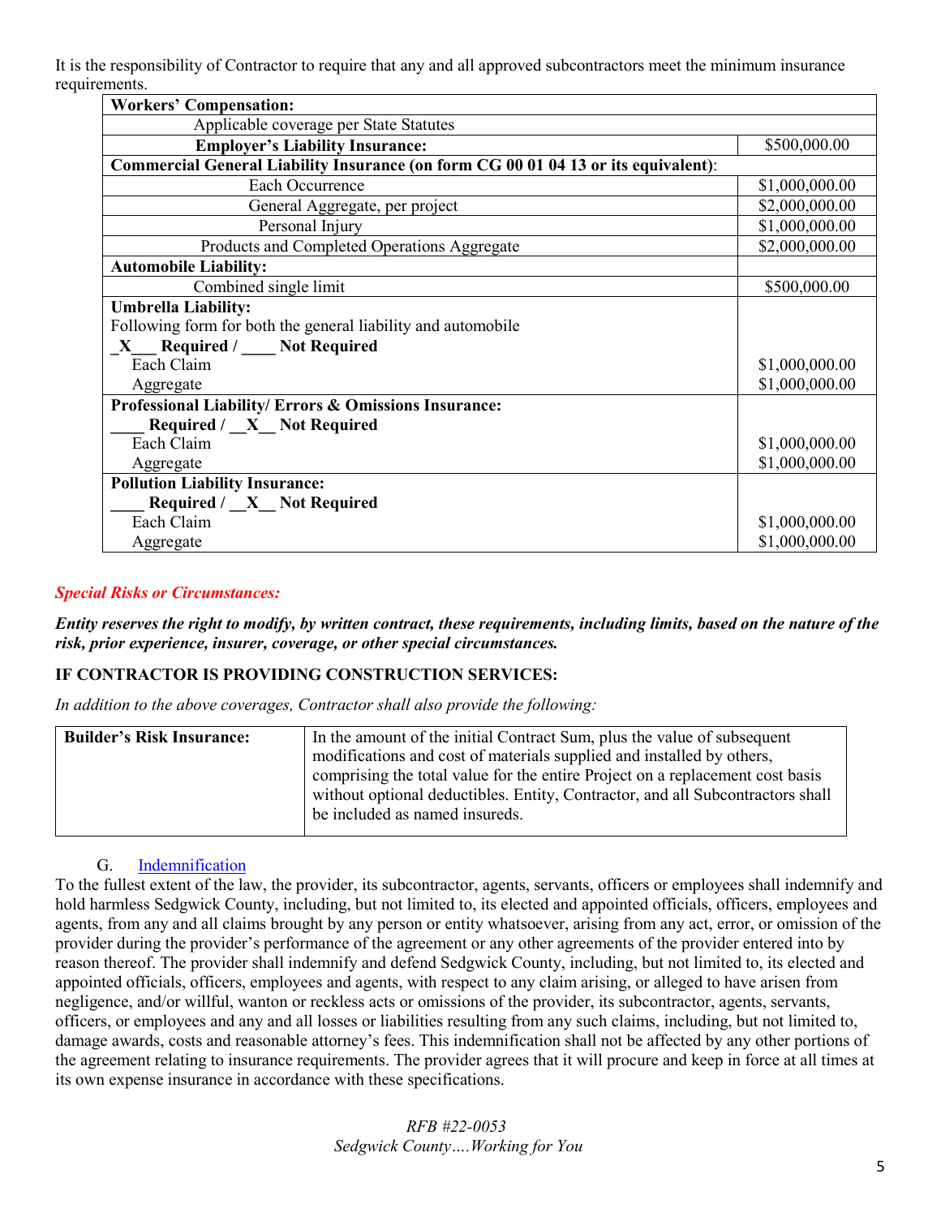It is the responsibility of Contractor to require that any and all approved subcontractors meet the minimum insurance requirements.

| **Workers' Compensation:** | |
|---|---|
| Applicable coverage per State Statutes | |
| **Employer's Liability Insurance:** | $500,000.00 |
| **Commercial General Liability Insurance (on form CG 00 01 04 13 or its equivalent)**: | |
| Each Occurrence | $1,000,000.00 |
| General Aggregate, per project | $2,000,000.00 |
| Personal Injury | $1,000,000.00 |
| Products and Completed Operations Aggregate | $2,000,000.00 |
| **Automobile Liability:** | |
| Combined single limit | $500,000.00 |
| **Umbrella Liability:**<br>Following form for both the general liability and automobile<br>**_X___ Required / ____ Not Required** | |
| Each Claim | $1,000,000.00 |
| Aggregate | $1,000,000.00 |
| **Professional Liability/ Errors & Omissions Insurance:**<br>**____ Required / __X__ Not Required** | |
| Each Claim | $1,000,000.00 |
| Aggregate | $1,000,000.00 |
| **Pollution Liability Insurance:**<br>**____ Required / __X__ Not Required** | |
| Each Claim | $1,000,000.00 |
| Aggregate | $1,000,000.00 |

***Special Risks or Circumstances:***

***Entity reserves the right to modify, by written contract, these requirements, including limits, based on the nature of the risk, prior experience, insurer, coverage, or other special circumstances.***

**IF CONTRACTOR IS PROVIDING CONSTRUCTION SERVICES:**

*In addition to the above coverages, Contractor shall also provide the following:*

| **Builder's Risk Insurance:** | In the amount of the initial Contract Sum, plus the value of subsequent modifications and cost of materials supplied and installed by others, comprising the total value for the entire Project on a replacement cost basis without optional deductibles. Entity, Contractor, and all Subcontractors shall be included as named insureds. |
|---|---|

G. Indemnification

To the fullest extent of the law, the provider, its subcontractor, agents, servants, officers or employees shall indemnify and hold harmless Sedgwick County, including, but not limited to, its elected and appointed officials, officers, employees and agents, from any and all claims brought by any person or entity whatsoever, arising from any act, error, or omission of the provider during the provider's performance of the agreement or any other agreements of the provider entered into by reason thereof. The provider shall indemnify and defend Sedgwick County, including, but not limited to, its elected and appointed officials, officers, employees and agents, with respect to any claim arising, or alleged to have arisen from negligence, and/or willful, wanton or reckless acts or omissions of the provider, its subcontractor, agents, servants, officers, or employees and any and all losses or liabilities resulting from any such claims, including, but not limited to, damage awards, costs and reasonable attorney's fees. This indemnification shall not be affected by any other portions of the agreement relating to insurance requirements. The provider agrees that it will procure and keep in force at all times at its own expense insurance in accordance with these specifications.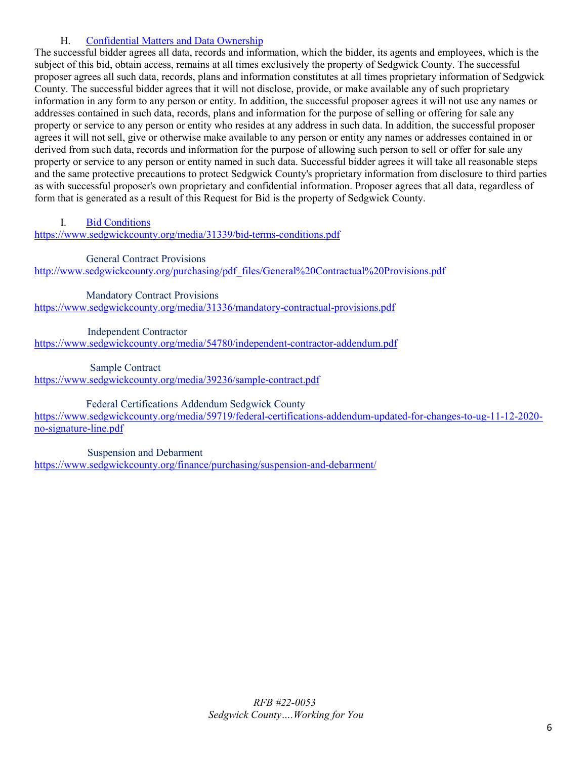### H. Confidential Matters and Data Ownership

The successful bidder agrees all data, records and information, which the bidder, its agents and employees, which is the subject of this bid, obtain access, remains at all times exclusively the property of Sedgwick County. The successful proposer agrees all such data, records, plans and information constitutes at all times proprietary information of Sedgwick County. The successful bidder agrees that it will not disclose, provide, or make available any of such proprietary information in any form to any person or entity. In addition, the successful proposer agrees it will not use any names or addresses contained in such data, records, plans and information for the purpose of selling or offering for sale any property or service to any person or entity who resides at any address in such data. In addition, the successful proposer agrees it will not sell, give or otherwise make available to any person or entity any names or addresses contained in or derived from such data, records and information for the purpose of allowing such person to sell or offer for sale any property or service to any person or entity named in such data. Successful bidder agrees it will take all reasonable steps and the same protective precautions to protect Sedgwick County's proprietary information from disclosure to third parties as with successful proposer's own proprietary and confidential information. Proposer agrees that all data, regardless of form that is generated as a result of this Request for Bid is the property of Sedgwick County.

### I. Bid Conditions

https://www.sedgwickcounty.org/media/31339/bid-terms-conditions.pdf

General Contract Provisions
http://www.sedgwickcounty.org/purchasing/pdf_files/General%20Contractual%20Provisions.pdf

Mandatory Contract Provisions
https://www.sedgwickcounty.org/media/31336/mandatory-contractual-provisions.pdf

Independent Contractor
https://www.sedgwickcounty.org/media/54780/independent-contractor-addendum.pdf

Sample Contract
https://www.sedgwickcounty.org/media/39236/sample-contract.pdf

Federal Certifications Addendum Sedgwick County
https://www.sedgwickcounty.org/media/59719/federal-certifications-addendum-updated-for-changes-to-ug-11-12-2020-no-signature-line.pdf

Suspension and Debarment
https://www.sedgwickcounty.org/finance/purchasing/suspension-and-debarment/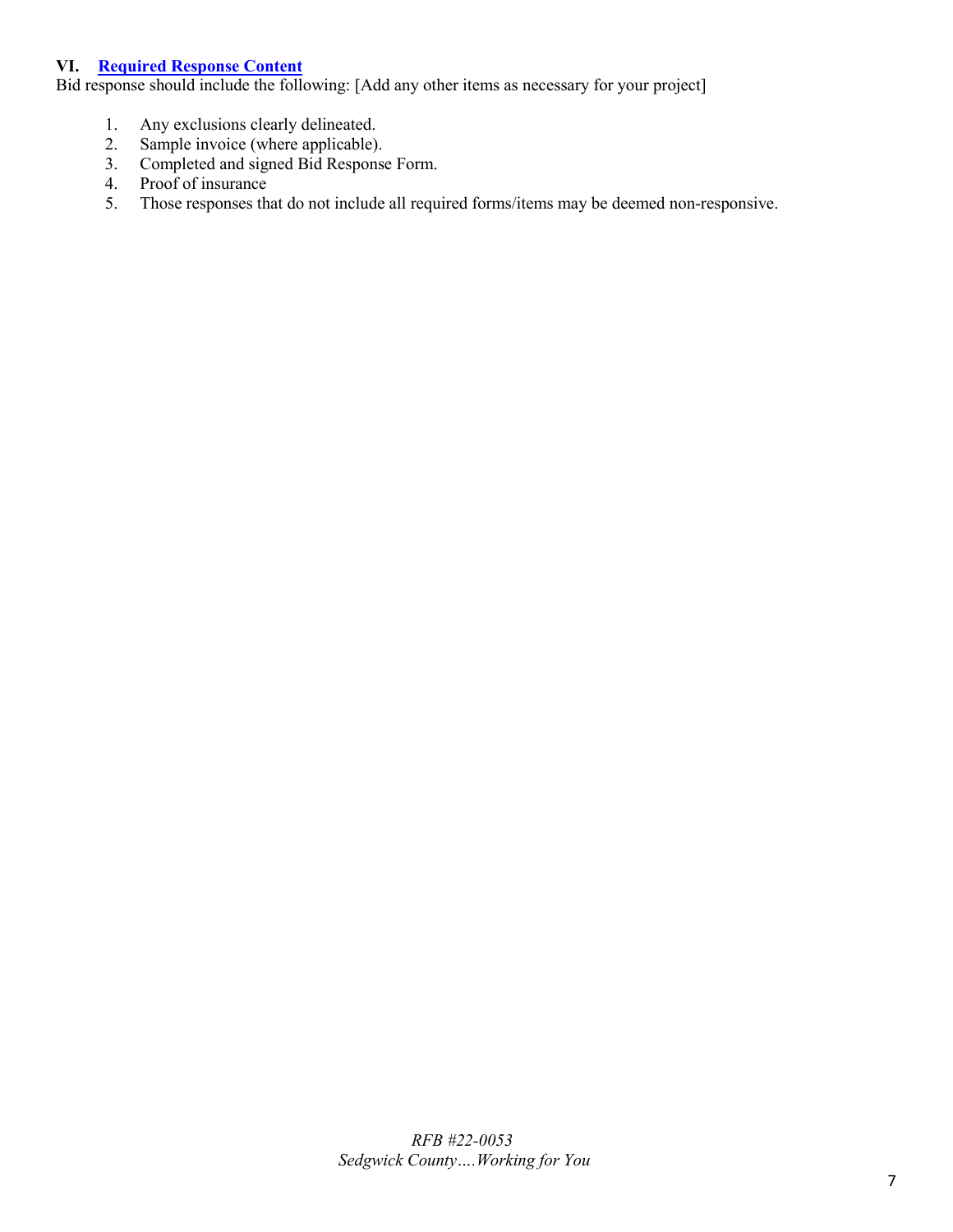## VI. Required Response Content

Bid response should include the following: [Add any other items as necessary for your project]

1. Any exclusions clearly delineated.
2. Sample invoice (where applicable).
3. Completed and signed Bid Response Form.
4. Proof of insurance
5. Those responses that do not include all required forms/items may be deemed non-responsive.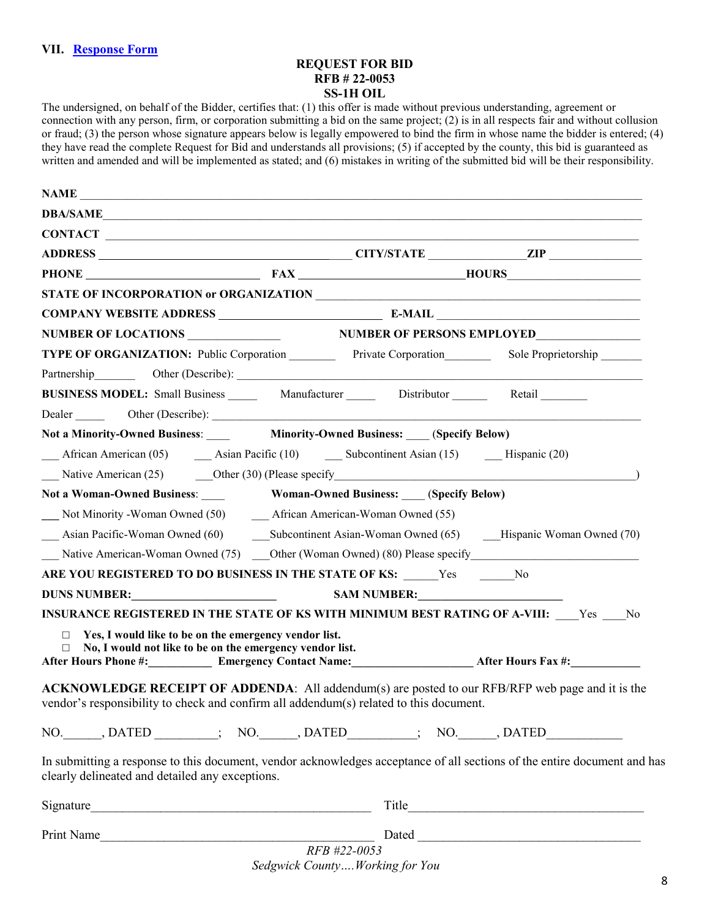## VII. Response Form

**REQUEST FOR BID**
**RFB # 22-0053**
**SS-1H OIL**

The undersigned, on behalf of the Bidder, certifies that: (1) this offer is made without previous understanding, agreement or connection with any person, firm, or corporation submitting a bid on the same project; (2) is in all respects fair and without collusion or fraud; (3) the person whose signature appears below is legally empowered to bind the firm in whose name the bidder is entered; (4) they have read the complete Request for Bid and understands all provisions; (5) if accepted by the county, this bid is guaranteed as written and amended and will be implemented as stated; and (6) mistakes in writing of the submitted bid will be their responsibility.

**NAME** ______________________________________________________________

**DBA/SAME**___________________________________________________________

**CONTACT** ____________________________________________________________

**ADDRESS** ______________________________ **CITY/STATE** ______________ **ZIP** ______________

**PHONE** __________________________ **FAX** _________________________ **HOURS**____________________

**STATE OF INCORPORATION or ORGANIZATION** ________________________________________

**COMPANY WEBSITE ADDRESS** ________________________ **E-MAIL** ______________________________

**NUMBER OF LOCATIONS** ______________ **NUMBER OF PERSONS EMPLOYED**________________

**TYPE OF ORGANIZATION:** Public Corporation ________ Private Corporation________ Sole Proprietorship _______

Partnership_______ Other (Describe): ______________________________________________

**BUSINESS MODEL:** Small Business _____ Manufacturer _____ Distributor ______ Retail ________

Dealer _____ Other (Describe): ____________________________________________________

**Not a Minority-Owned Business**: ____ **Minority-Owned Business:** ____ **(Specify Below)**

___ African American (05) ___ Asian Pacific (10) ___ Subcontinent Asian (15) ___ Hispanic (20)

___ Native American (25) ___Other (30) (Please specify__________________________________________)

**Not a Woman-Owned Business**: ____ **Woman-Owned Business:** ____ **(Specify Below)**

___ Not Minority -Woman Owned (50) ___ African American-Woman Owned (55)

___ Asian Pacific-Woman Owned (60) ___Subcontinent Asian-Woman Owned (65) ___Hispanic Woman Owned (70)

___ Native American-Woman Owned (75) ___Other (Woman Owned) (80) Please specify__________________________

**ARE YOU REGISTERED TO DO BUSINESS IN THE STATE OF KS:** ______Yes ______No

**DUNS NUMBER:**________________________ **SAM NUMBER:**________________________

**INSURANCE REGISTERED IN THE STATE OF KS WITH MINIMUM BEST RATING OF A-VIII:** ____Yes ____No

- ☐ **Yes, I would like to be on the emergency vendor list.**
- ☐ **No, I would not like to be on the emergency vendor list.**

**After Hours Phone #:**___________ **Emergency Contact Name:**____________________ **After Hours Fax #:**___________

**ACKNOWLEDGE RECEIPT OF ADDENDA**: All addendum(s) are posted to our RFB/RFP web page and it is the vendor's responsibility to check and confirm all addendum(s) related to this document.

NO.______, DATED __________; NO.______, DATED__________; NO.______, DATED___________

In submitting a response to this document, vendor acknowledges acceptance of all sections of the entire document and has clearly delineated and detailed any exceptions.

Signature____________________________________________ Title____________________________________

Print Name__________________________________________ Dated __________________________________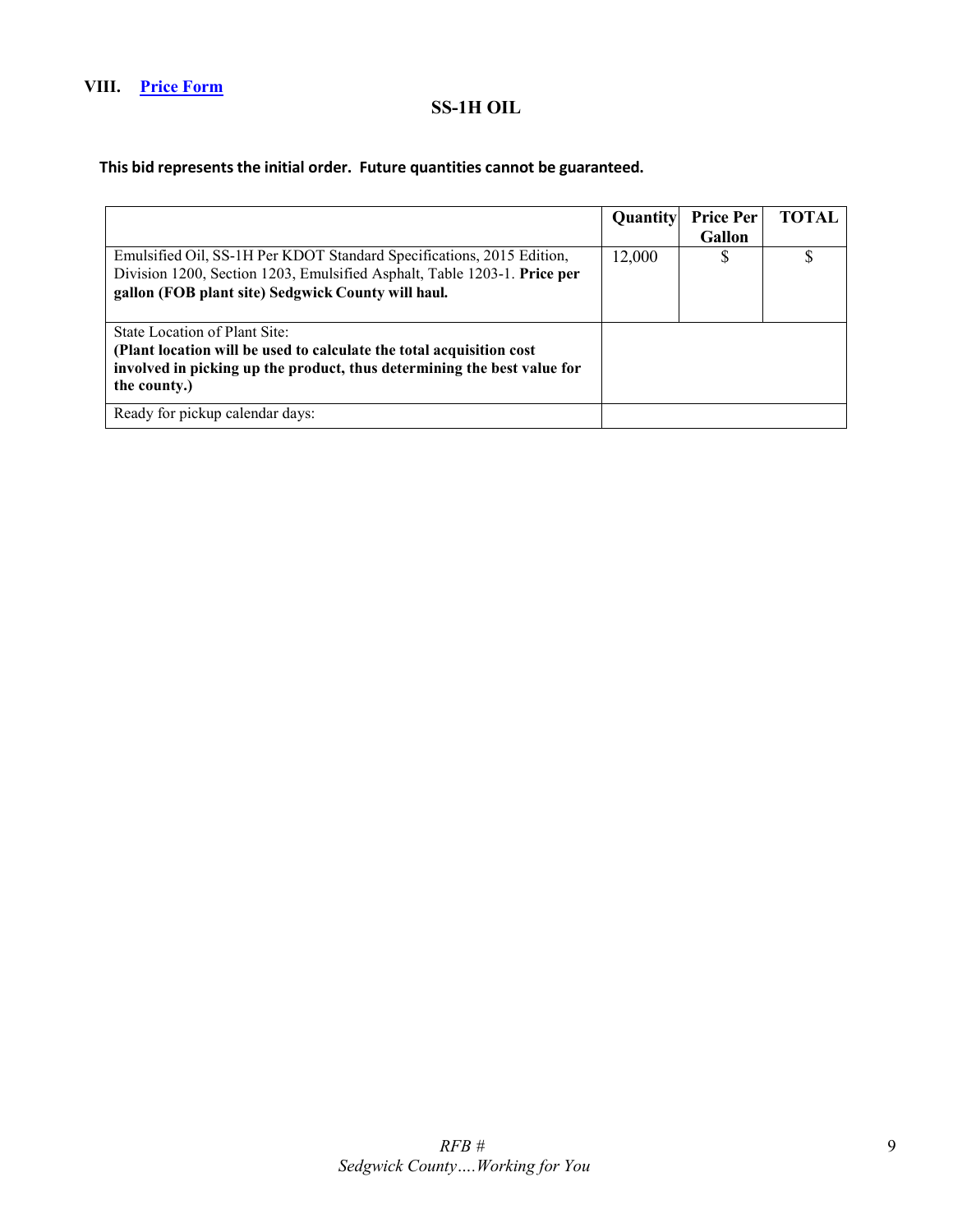## VIII. Price Form

### SS-1H OIL

**This bid represents the initial order. Future quantities cannot be guaranteed.**

| | Quantity | Price Per Gallon | TOTAL |
|---|---|---|---|
| Emulsified Oil, SS-1H Per KDOT Standard Specifications, 2015 Edition, Division 1200, Section 1203, Emulsified Asphalt, Table 1203-1. **Price per gallon (FOB plant site) Sedgwick County will haul.** | 12,000 | $ | $ |
| State Location of Plant Site: **(Plant location will be used to calculate the total acquisition cost involved in picking up the product, thus determining the best value for the county.)** | | | |
| Ready for pickup calendar days: | | | |